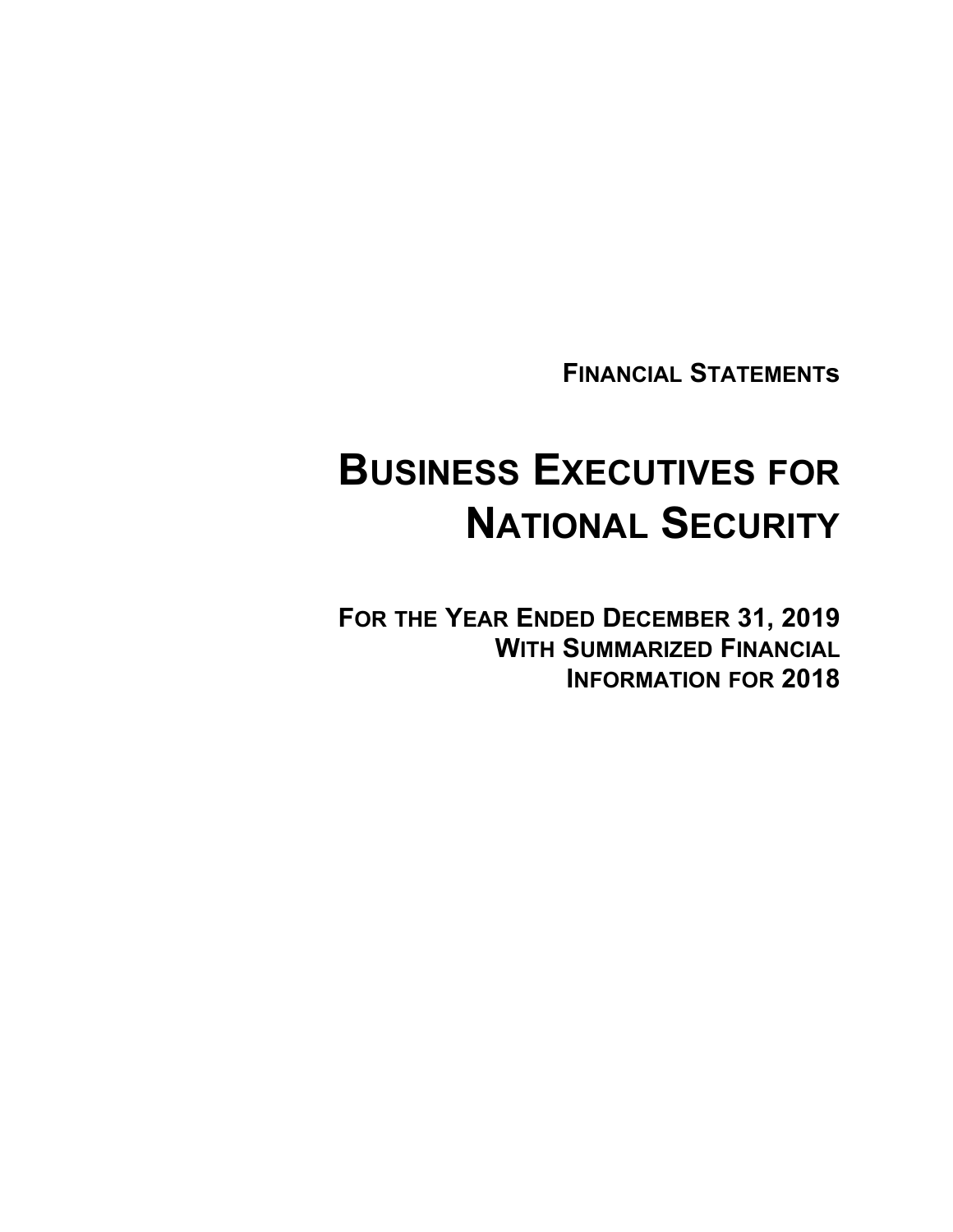**FINANCIAL STATEMENTS**

# BUSINESS EXECUTIVES FOR NATIONAL SECURITY

**FOR THE YEAR ENDED DECEMBER 31, 2019**
**WITH SUMMARIZED FINANCIAL**
**INFORMATION FOR 2018**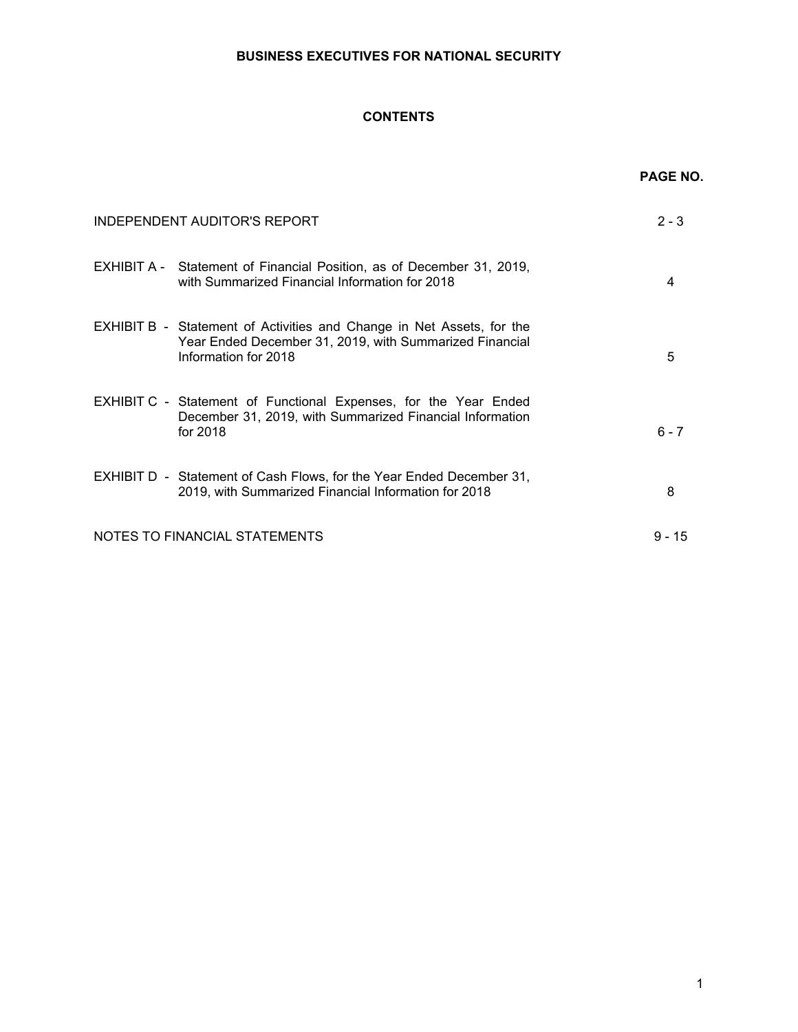**BUSINESS EXECUTIVES FOR NATIONAL SECURITY**

**CONTENTS**

| | | **PAGE NO.** |
|---|---|---|
| INDEPENDENT AUDITOR'S REPORT | | 2 - 3 |
| EXHIBIT A - | Statement of Financial Position, as of December 31, 2019, with Summarized Financial Information for 2018 | 4 |
| EXHIBIT B - | Statement of Activities and Change in Net Assets, for the Year Ended December 31, 2019, with Summarized Financial Information for 2018 | 5 |
| EXHIBIT C - | Statement of Functional Expenses, for the Year Ended December 31, 2019, with Summarized Financial Information for 2018 | 6 - 7 |
| EXHIBIT D - | Statement of Cash Flows, for the Year Ended December 31, 2019, with Summarized Financial Information for 2018 | 8 |
| NOTES TO FINANCIAL STATEMENTS | | 9 - 15 |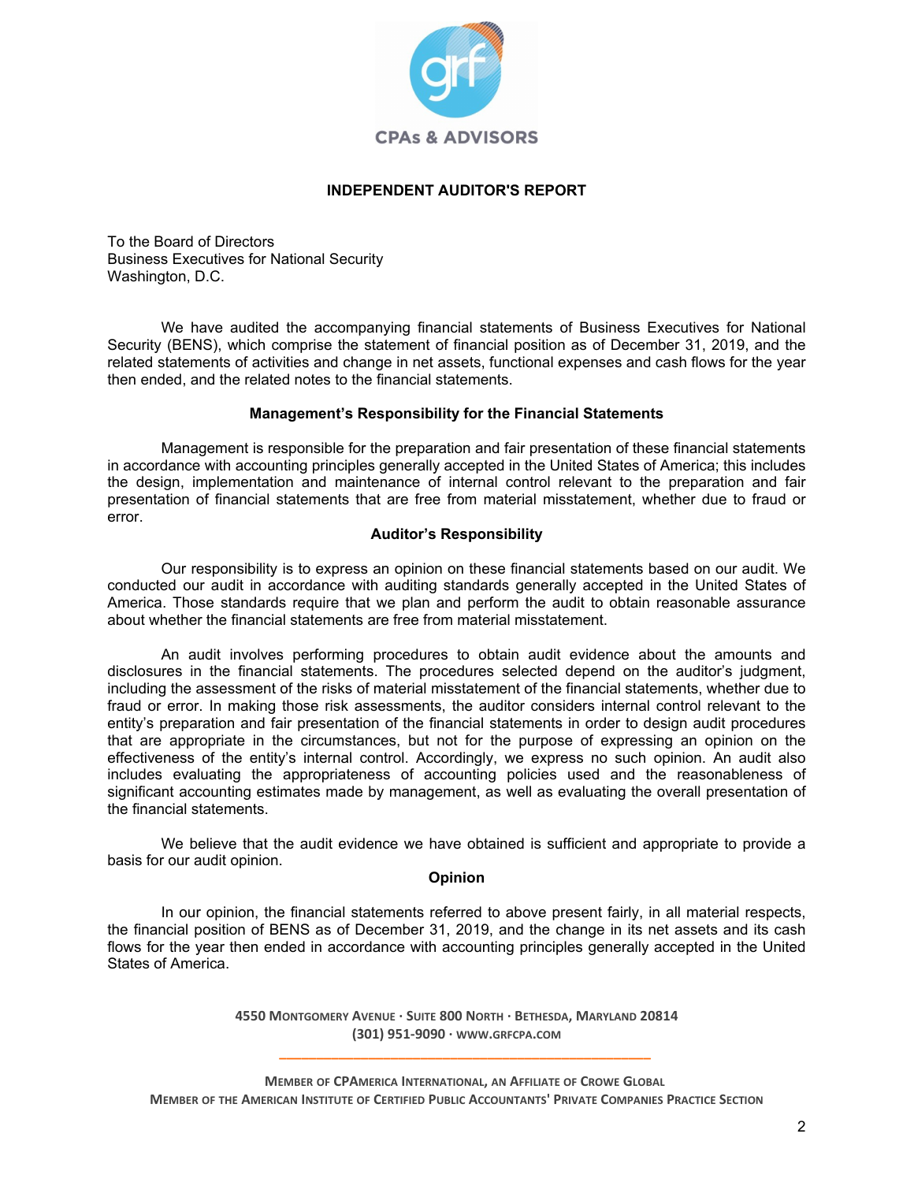CPAs & ADVISORS

## INDEPENDENT AUDITOR'S REPORT

To the Board of Directors
Business Executives for National Security
Washington, D.C.

We have audited the accompanying financial statements of Business Executives for National Security (BENS), which comprise the statement of financial position as of December 31, 2019, and the related statements of activities and change in net assets, functional expenses and cash flows for the year then ended, and the related notes to the financial statements.

### Management's Responsibility for the Financial Statements

Management is responsible for the preparation and fair presentation of these financial statements in accordance with accounting principles generally accepted in the United States of America; this includes the design, implementation and maintenance of internal control relevant to the preparation and fair presentation of financial statements that are free from material misstatement, whether due to fraud or error.

### Auditor's Responsibility

Our responsibility is to express an opinion on these financial statements based on our audit. We conducted our audit in accordance with auditing standards generally accepted in the United States of America. Those standards require that we plan and perform the audit to obtain reasonable assurance about whether the financial statements are free from material misstatement.

An audit involves performing procedures to obtain audit evidence about the amounts and disclosures in the financial statements. The procedures selected depend on the auditor's judgment, including the assessment of the risks of material misstatement of the financial statements, whether due to fraud or error. In making those risk assessments, the auditor considers internal control relevant to the entity's preparation and fair presentation of the financial statements in order to design audit procedures that are appropriate in the circumstances, but not for the purpose of expressing an opinion on the effectiveness of the entity's internal control. Accordingly, we express no such opinion. An audit also includes evaluating the appropriateness of accounting policies used and the reasonableness of significant accounting estimates made by management, as well as evaluating the overall presentation of the financial statements.

We believe that the audit evidence we have obtained is sufficient and appropriate to provide a basis for our audit opinion.

### Opinion

In our opinion, the financial statements referred to above present fairly, in all material respects, the financial position of BENS as of December 31, 2019, and the change in its net assets and its cash flows for the year then ended in accordance with accounting principles generally accepted in the United States of America.

4550 Montgomery Avenue · Suite 800 North · Bethesda, Maryland 20814
(301) 951-9090 · www.grfcpa.com

Member of CPAmerica International, an Affiliate of Crowe Global
Member of the American Institute of Certified Public Accountants' Private Companies Practice Section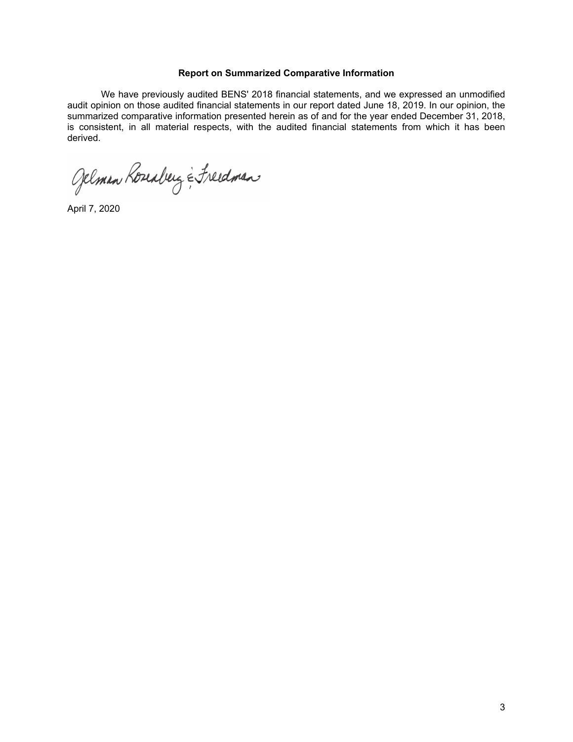## Report on Summarized Comparative Information

We have previously audited BENS' 2018 financial statements, and we expressed an unmodified audit opinion on those audited financial statements in our report dated June 18, 2019. In our opinion, the summarized comparative information presented herein as of and for the year ended December 31, 2018, is consistent, in all material respects, with the audited financial statements from which it has been derived.

Gelman Rosenberg & Freedman

April 7, 2020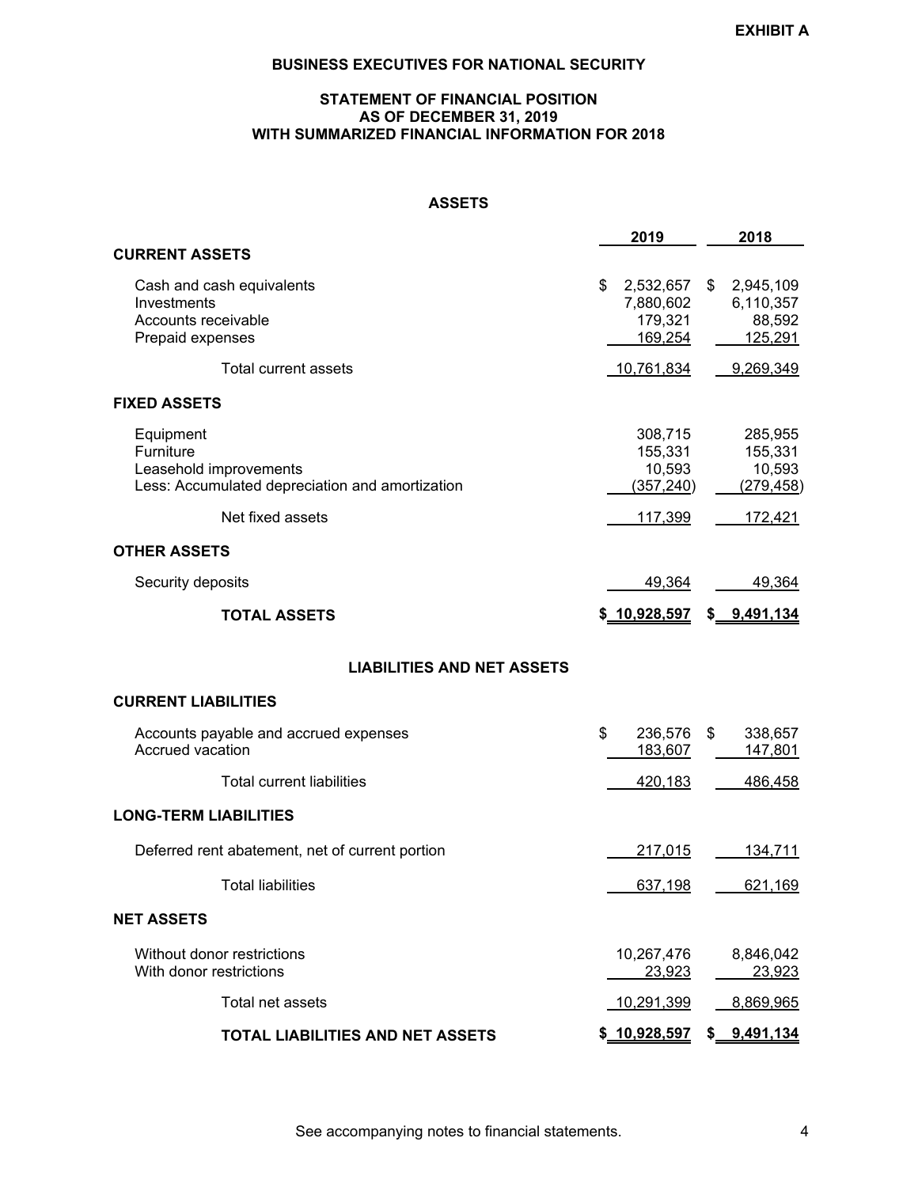EXHIBIT A

# BUSINESS EXECUTIVES FOR NATIONAL SECURITY

## STATEMENT OF FINANCIAL POSITION AS OF DECEMBER 31, 2019 WITH SUMMARIZED FINANCIAL INFORMATION FOR 2018

### ASSETS

| | 2019 | 2018 |
|---|---|---|
| **CURRENT ASSETS** | | |
| Cash and cash equivalents | $ 2,532,657 | $ 2,945,109 |
| Investments | 7,880,602 | 6,110,357 |
| Accounts receivable | 179,321 | 88,592 |
| Prepaid expenses | 169,254 | 125,291 |
| Total current assets | 10,761,834 | 9,269,349 |
| **FIXED ASSETS** | | |
| Equipment | 308,715 | 285,955 |
| Furniture | 155,331 | 155,331 |
| Leasehold improvements | 10,593 | 10,593 |
| Less: Accumulated depreciation and amortization | (357,240) | (279,458) |
| Net fixed assets | 117,399 | 172,421 |
| **OTHER ASSETS** | | |
| Security deposits | 49,364 | 49,364 |
| **TOTAL ASSETS** | **$ 10,928,597** | **$ 9,491,134** |

### LIABILITIES AND NET ASSETS

| | 2019 | 2018 |
|---|---|---|
| **CURRENT LIABILITIES** | | |
| Accounts payable and accrued expenses | $ 236,576 | $ 338,657 |
| Accrued vacation | 183,607 | 147,801 |
| Total current liabilities | 420,183 | 486,458 |
| **LONG-TERM LIABILITIES** | | |
| Deferred rent abatement, net of current portion | 217,015 | 134,711 |
| Total liabilities | 637,198 | 621,169 |
| **NET ASSETS** | | |
| Without donor restrictions | 10,267,476 | 8,846,042 |
| With donor restrictions | 23,923 | 23,923 |
| Total net assets | 10,291,399 | 8,869,965 |
| **TOTAL LIABILITIES AND NET ASSETS** | **$ 10,928,597** | **$ 9,491,134** |

See accompanying notes to financial statements.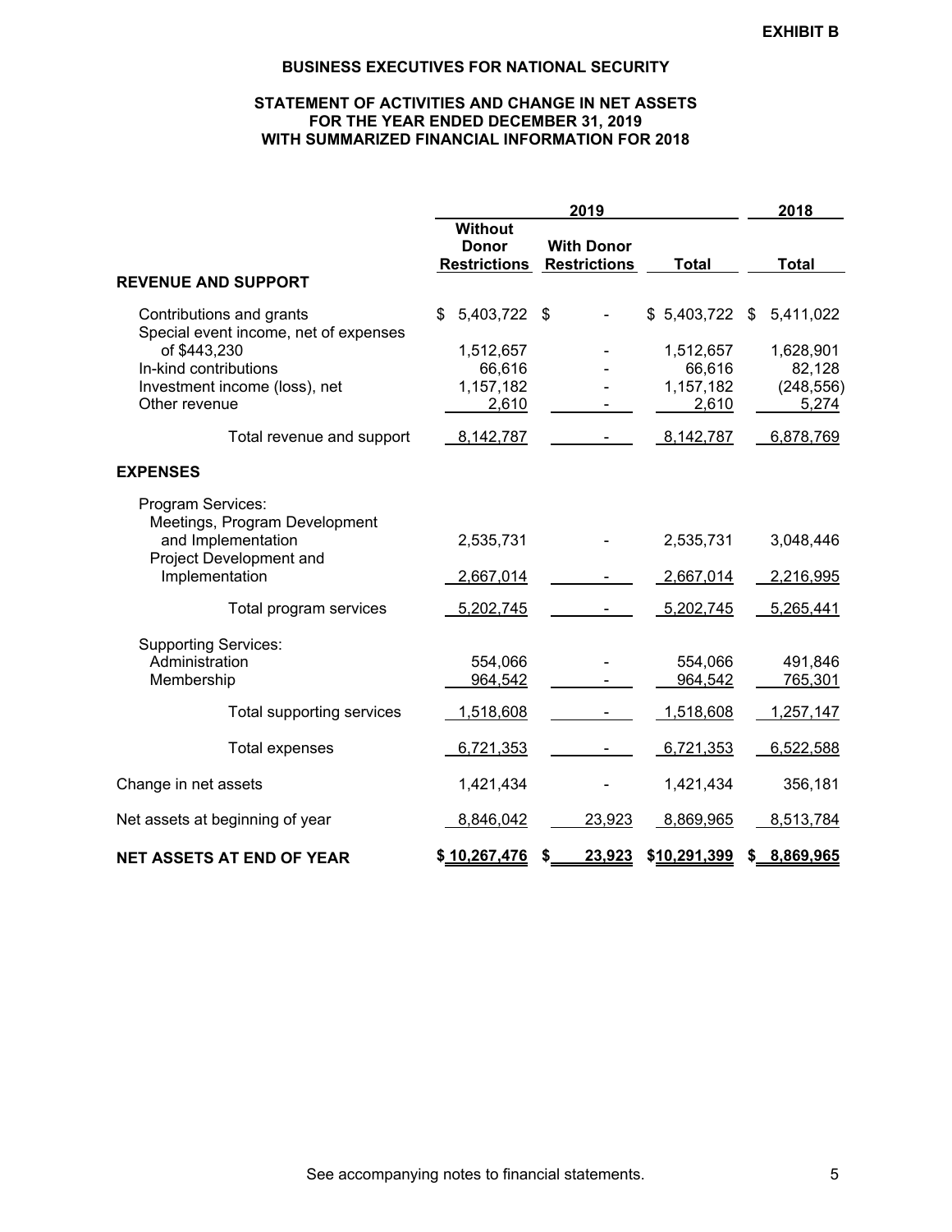**EXHIBIT B**

# BUSINESS EXECUTIVES FOR NATIONAL SECURITY

## STATEMENT OF ACTIVITIES AND CHANGE IN NET ASSETS
## FOR THE YEAR ENDED DECEMBER 31, 2019
## WITH SUMMARIZED FINANCIAL INFORMATION FOR 2018

| | 2019 | | | 2018 |
|---|---|---|---|---|
| | Without Donor Restrictions | With Donor Restrictions | Total | Total |
| **REVENUE AND SUPPORT** | | | | |
| Contributions and grants | $ 5,403,722 | $ - | $ 5,403,722 | $ 5,411,022 |
| Special event income, net of expenses of $443,230 | 1,512,657 | - | 1,512,657 | 1,628,901 |
| In-kind contributions | 66,616 | - | 66,616 | 82,128 |
| Investment income (loss), net | 1,157,182 | - | 1,157,182 | (248,556) |
| Other revenue | 2,610 | - | 2,610 | 5,274 |
| Total revenue and support | 8,142,787 | - | 8,142,787 | 6,878,769 |
| **EXPENSES** | | | | |
| Program Services: | | | | |
| Meetings, Program Development and Implementation | 2,535,731 | - | 2,535,731 | 3,048,446 |
| Project Development and Implementation | 2,667,014 | - | 2,667,014 | 2,216,995 |
| Total program services | 5,202,745 | - | 5,202,745 | 5,265,441 |
| Supporting Services: | | | | |
| Administration | 554,066 | - | 554,066 | 491,846 |
| Membership | 964,542 | - | 964,542 | 765,301 |
| Total supporting services | 1,518,608 | - | 1,518,608 | 1,257,147 |
| Total expenses | 6,721,353 | - | 6,721,353 | 6,522,588 |
| Change in net assets | 1,421,434 | - | 1,421,434 | 356,181 |
| Net assets at beginning of year | 8,846,042 | 23,923 | 8,869,965 | 8,513,784 |
| **NET ASSETS AT END OF YEAR** | **$ 10,267,476** | **$ 23,923** | **$10,291,399** | **$ 8,869,965** |

See accompanying notes to financial statements.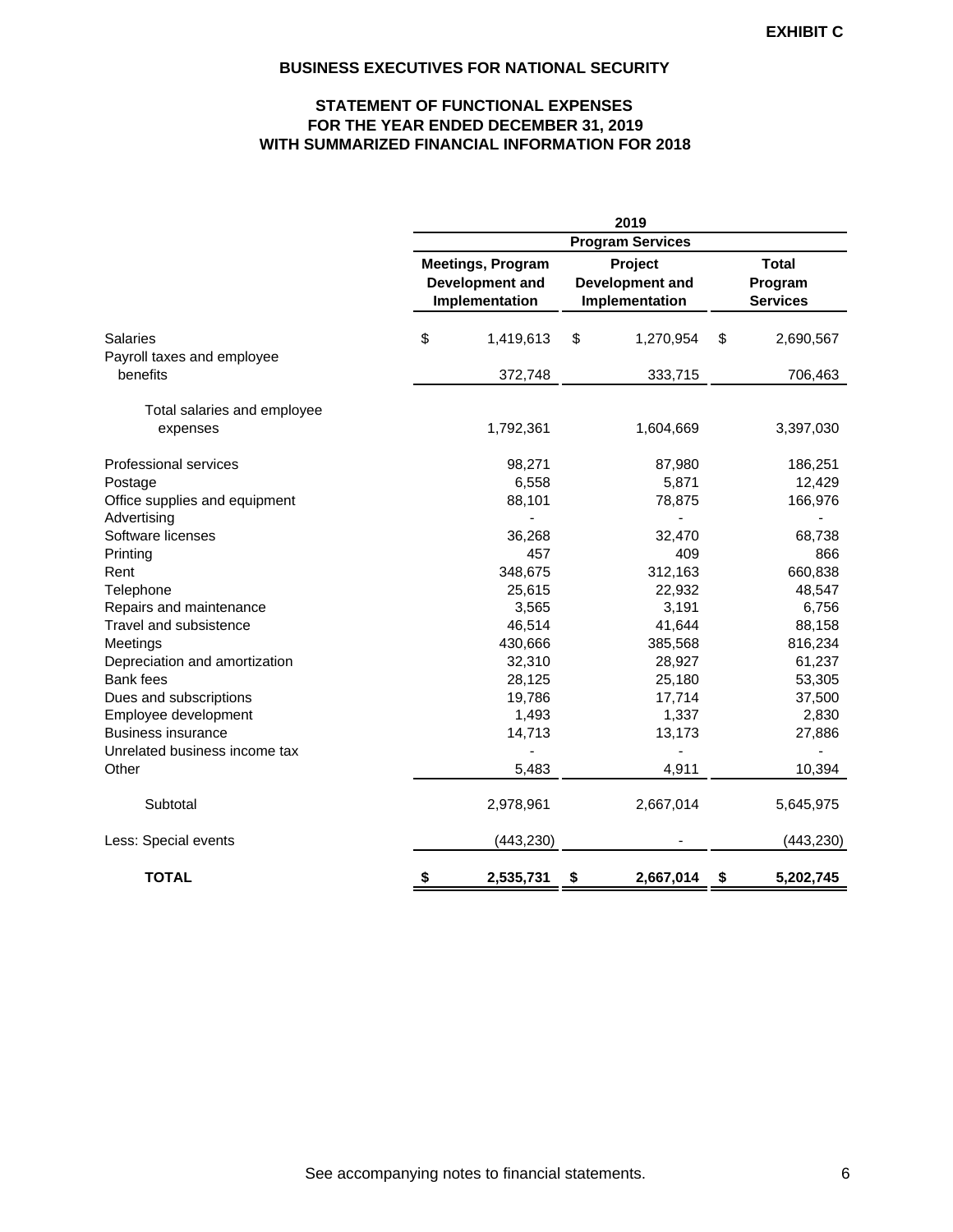**EXHIBIT C**

# BUSINESS EXECUTIVES FOR NATIONAL SECURITY

## STATEMENT OF FUNCTIONAL EXPENSES
## FOR THE YEAR ENDED DECEMBER 31, 2019
## WITH SUMMARIZED FINANCIAL INFORMATION FOR 2018

| | 2019 | | |
|---|---|---|---|
| | Program Services | | |
| | Meetings, Program Development and Implementation | Project Development and Implementation | Total Program Services |
| Salaries | $ 1,419,613 | $ 1,270,954 | $ 2,690,567 |
| Payroll taxes and employee benefits | 372,748 | 333,715 | 706,463 |
| Total salaries and employee expenses | 1,792,361 | 1,604,669 | 3,397,030 |
| Professional services | 98,271 | 87,980 | 186,251 |
| Postage | 6,558 | 5,871 | 12,429 |
| Office supplies and equipment | 88,101 | 78,875 | 166,976 |
| Advertising | - | - | - |
| Software licenses | 36,268 | 32,470 | 68,738 |
| Printing | 457 | 409 | 866 |
| Rent | 348,675 | 312,163 | 660,838 |
| Telephone | 25,615 | 22,932 | 48,547 |
| Repairs and maintenance | 3,565 | 3,191 | 6,756 |
| Travel and subsistence | 46,514 | 41,644 | 88,158 |
| Meetings | 430,666 | 385,568 | 816,234 |
| Depreciation and amortization | 32,310 | 28,927 | 61,237 |
| Bank fees | 28,125 | 25,180 | 53,305 |
| Dues and subscriptions | 19,786 | 17,714 | 37,500 |
| Employee development | 1,493 | 1,337 | 2,830 |
| Business insurance | 14,713 | 13,173 | 27,886 |
| Unrelated business income tax | - | - | - |
| Other | 5,483 | 4,911 | 10,394 |
| Subtotal | 2,978,961 | 2,667,014 | 5,645,975 |
| Less: Special events | (443,230) | - | (443,230) |
| **TOTAL** | **$ 2,535,731** | **$ 2,667,014** | **$ 5,202,745** |

See accompanying notes to financial statements.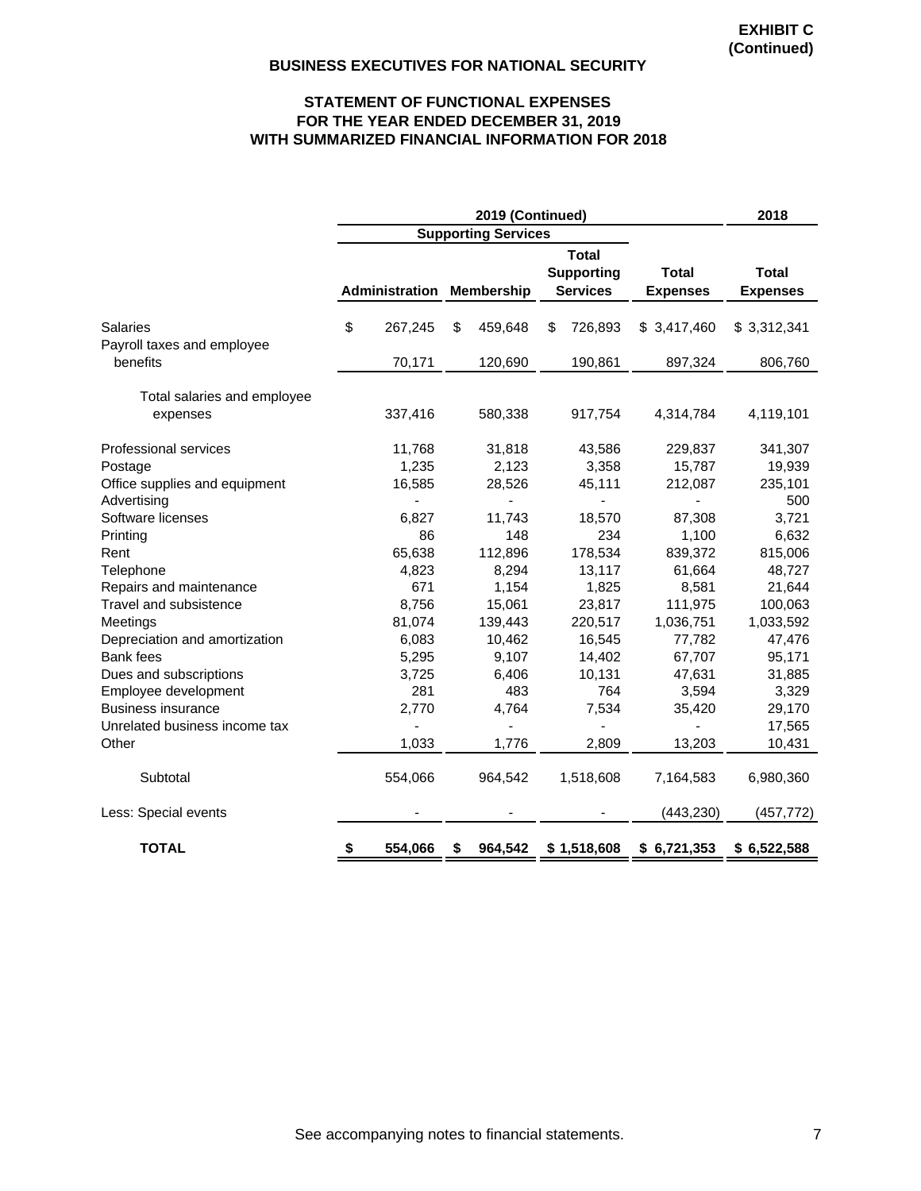**EXHIBIT C**
**(Continued)**

**BUSINESS EXECUTIVES FOR NATIONAL SECURITY**

**STATEMENT OF FUNCTIONAL EXPENSES**
**FOR THE YEAR ENDED DECEMBER 31, 2019**
**WITH SUMMARIZED FINANCIAL INFORMATION FOR 2018**

| | 2019 (Continued) | | | | 2018 |
|---|---|---|---|---|---|
| | Supporting Services | | | | |
| | Administration | Membership | Total Supporting Services | Total Expenses | Total Expenses |
| Salaries | $ 267,245 | $ 459,648 | $ 726,893 | $ 3,417,460 | $ 3,312,341 |
| Payroll taxes and employee benefits | 70,171 | 120,690 | 190,861 | 897,324 | 806,760 |
| Total salaries and employee expenses | 337,416 | 580,338 | 917,754 | 4,314,784 | 4,119,101 |
| Professional services | 11,768 | 31,818 | 43,586 | 229,837 | 341,307 |
| Postage | 1,235 | 2,123 | 3,358 | 15,787 | 19,939 |
| Office supplies and equipment | 16,585 | 28,526 | 45,111 | 212,087 | 235,101 |
| Advertising | - | - | - | - | 500 |
| Software licenses | 6,827 | 11,743 | 18,570 | 87,308 | 3,721 |
| Printing | 86 | 148 | 234 | 1,100 | 6,632 |
| Rent | 65,638 | 112,896 | 178,534 | 839,372 | 815,006 |
| Telephone | 4,823 | 8,294 | 13,117 | 61,664 | 48,727 |
| Repairs and maintenance | 671 | 1,154 | 1,825 | 8,581 | 21,644 |
| Travel and subsistence | 8,756 | 15,061 | 23,817 | 111,975 | 100,063 |
| Meetings | 81,074 | 139,443 | 220,517 | 1,036,751 | 1,033,592 |
| Depreciation and amortization | 6,083 | 10,462 | 16,545 | 77,782 | 47,476 |
| Bank fees | 5,295 | 9,107 | 14,402 | 67,707 | 95,171 |
| Dues and subscriptions | 3,725 | 6,406 | 10,131 | 47,631 | 31,885 |
| Employee development | 281 | 483 | 764 | 3,594 | 3,329 |
| Business insurance | 2,770 | 4,764 | 7,534 | 35,420 | 29,170 |
| Unrelated business income tax | - | - | - | - | 17,565 |
| Other | 1,033 | 1,776 | 2,809 | 13,203 | 10,431 |
| Subtotal | 554,066 | 964,542 | 1,518,608 | 7,164,583 | 6,980,360 |
| Less: Special events | - | - | - | (443,230) | (457,772) |
| **TOTAL** | **$ 554,066** | **$ 964,542** | **$ 1,518,608** | **$ 6,721,353** | **$ 6,522,588** |

See accompanying notes to financial statements.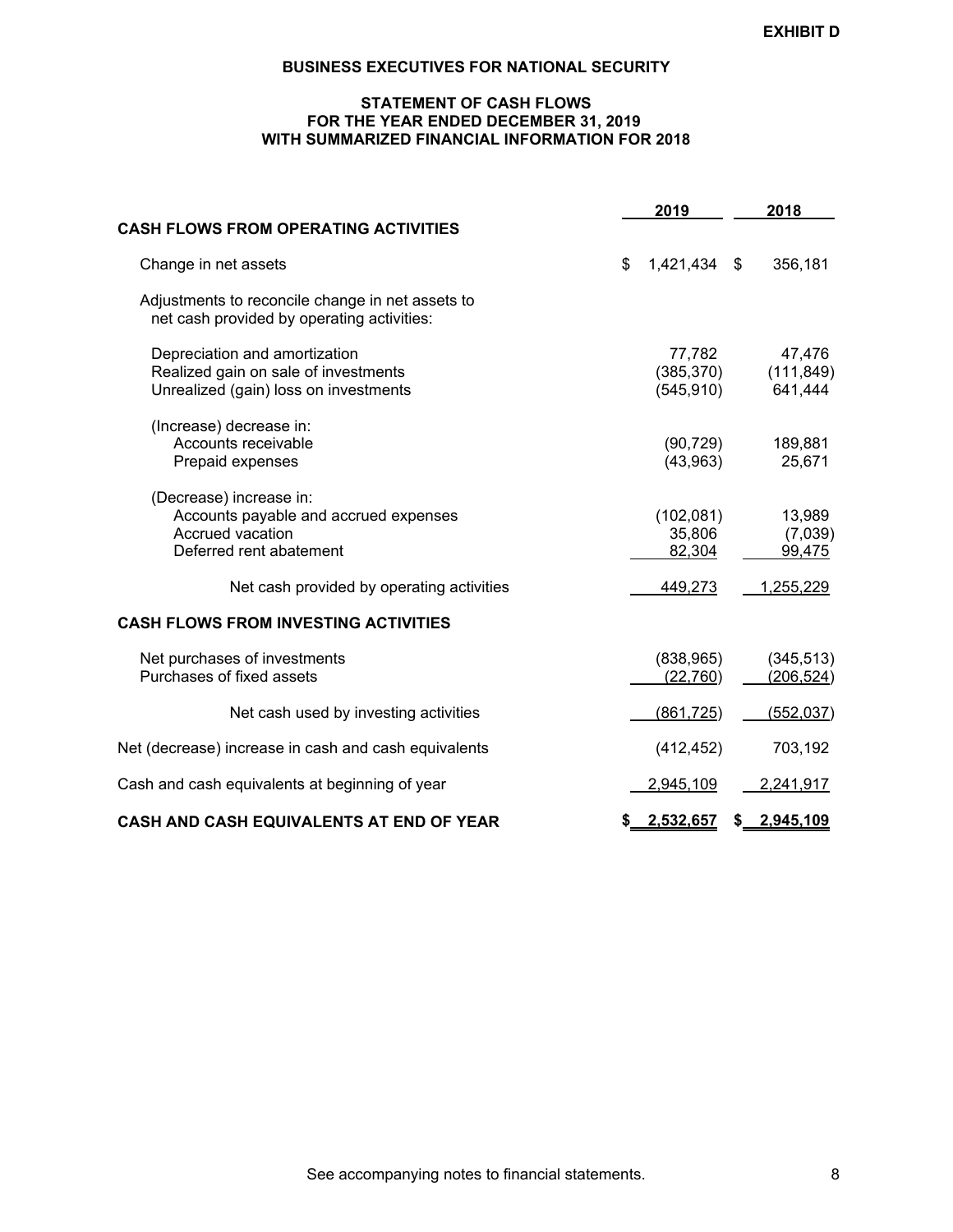**EXHIBIT D**

# BUSINESS EXECUTIVES FOR NATIONAL SECURITY

## STATEMENT OF CASH FLOWS
## FOR THE YEAR ENDED DECEMBER 31, 2019
## WITH SUMMARIZED FINANCIAL INFORMATION FOR 2018

| | 2019 | 2018 |
|---|---|---|
| **CASH FLOWS FROM OPERATING ACTIVITIES** | | |
| Change in net assets | $ 1,421,434 | $ 356,181 |
| Adjustments to reconcile change in net assets to net cash provided by operating activities: | | |
| Depreciation and amortization | 77,782 | 47,476 |
| Realized gain on sale of investments | (385,370) | (111,849) |
| Unrealized (gain) loss on investments | (545,910) | 641,444 |
| (Increase) decrease in: | | |
| Accounts receivable | (90,729) | 189,881 |
| Prepaid expenses | (43,963) | 25,671 |
| (Decrease) increase in: | | |
| Accounts payable and accrued expenses | (102,081) | 13,989 |
| Accrued vacation | 35,806 | (7,039) |
| Deferred rent abatement | 82,304 | 99,475 |
| Net cash provided by operating activities | 449,273 | 1,255,229 |
| **CASH FLOWS FROM INVESTING ACTIVITIES** | | |
| Net purchases of investments | (838,965) | (345,513) |
| Purchases of fixed assets | (22,760) | (206,524) |
| Net cash used by investing activities | (861,725) | (552,037) |
| Net (decrease) increase in cash and cash equivalents | (412,452) | 703,192 |
| Cash and cash equivalents at beginning of year | 2,945,109 | 2,241,917 |
| **CASH AND CASH EQUIVALENTS AT END OF YEAR** | **$ 2,532,657** | **$ 2,945,109** |

See accompanying notes to financial statements.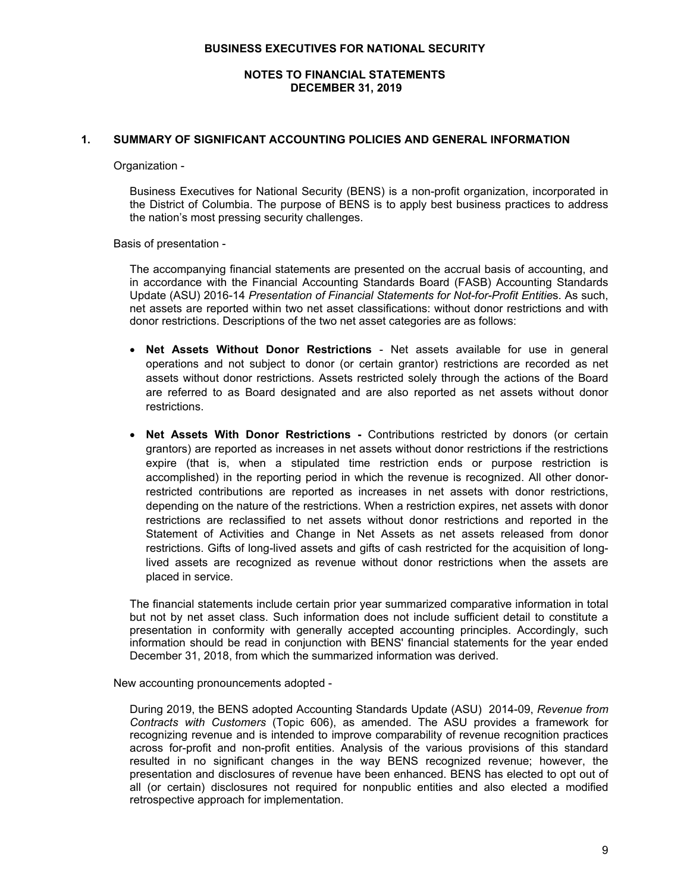# BUSINESS EXECUTIVES FOR NATIONAL SECURITY

## NOTES TO FINANCIAL STATEMENTS
## DECEMBER 31, 2019

### 1. SUMMARY OF SIGNIFICANT ACCOUNTING POLICIES AND GENERAL INFORMATION

Organization -

Business Executives for National Security (BENS) is a non-profit organization, incorporated in the District of Columbia. The purpose of BENS is to apply best business practices to address the nation's most pressing security challenges.

Basis of presentation -

The accompanying financial statements are presented on the accrual basis of accounting, and in accordance with the Financial Accounting Standards Board (FASB) Accounting Standards Update (ASU) 2016-14 *Presentation of Financial Statements for Not-for-Profit Entitie*s. As such, net assets are reported within two net asset classifications: without donor restrictions and with donor restrictions. Descriptions of the two net asset categories are as follows:

- **Net Assets Without Donor Restrictions** - Net assets available for use in general operations and not subject to donor (or certain grantor) restrictions are recorded as net assets without donor restrictions. Assets restricted solely through the actions of the Board are referred to as Board designated and are also reported as net assets without donor restrictions.

- **Net Assets With Donor Restrictions -** Contributions restricted by donors (or certain grantors) are reported as increases in net assets without donor restrictions if the restrictions expire (that is, when a stipulated time restriction ends or purpose restriction is accomplished) in the reporting period in which the revenue is recognized. All other donor-restricted contributions are reported as increases in net assets with donor restrictions, depending on the nature of the restrictions. When a restriction expires, net assets with donor restrictions are reclassified to net assets without donor restrictions and reported in the Statement of Activities and Change in Net Assets as net assets released from donor restrictions. Gifts of long-lived assets and gifts of cash restricted for the acquisition of long-lived assets are recognized as revenue without donor restrictions when the assets are placed in service.

The financial statements include certain prior year summarized comparative information in total but not by net asset class. Such information does not include sufficient detail to constitute a presentation in conformity with generally accepted accounting principles. Accordingly, such information should be read in conjunction with BENS' financial statements for the year ended December 31, 2018, from which the summarized information was derived.

New accounting pronouncements adopted -

During 2019, the BENS adopted Accounting Standards Update (ASU) 2014-09, *Revenue from Contracts with Customers* (Topic 606), as amended. The ASU provides a framework for recognizing revenue and is intended to improve comparability of revenue recognition practices across for-profit and non-profit entities. Analysis of the various provisions of this standard resulted in no significant changes in the way BENS recognized revenue; however, the presentation and disclosures of revenue have been enhanced. BENS has elected to opt out of all (or certain) disclosures not required for nonpublic entities and also elected a modified retrospective approach for implementation.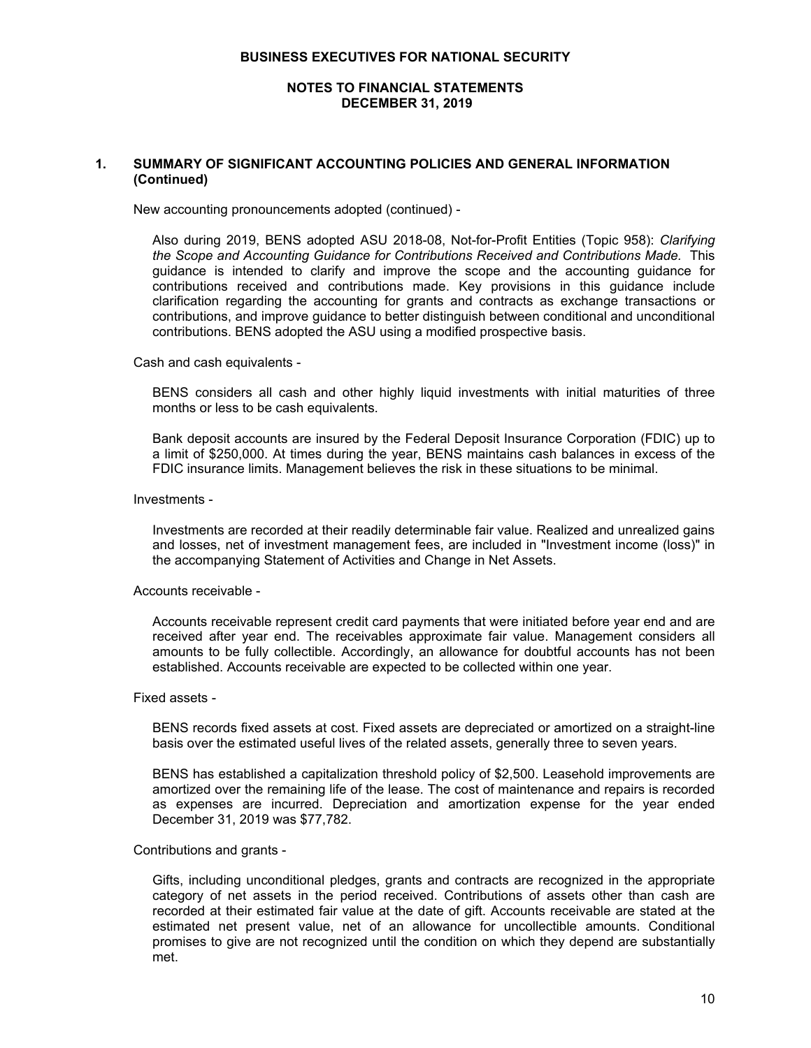## 1. SUMMARY OF SIGNIFICANT ACCOUNTING POLICIES AND GENERAL INFORMATION (Continued)

New accounting pronouncements adopted (continued) -

Also during 2019, BENS adopted ASU 2018-08, Not-for-Profit Entities (Topic 958): *Clarifying the Scope and Accounting Guidance for Contributions Received and Contributions Made.* This guidance is intended to clarify and improve the scope and the accounting guidance for contributions received and contributions made. Key provisions in this guidance include clarification regarding the accounting for grants and contracts as exchange transactions or contributions, and improve guidance to better distinguish between conditional and unconditional contributions. BENS adopted the ASU using a modified prospective basis.

Cash and cash equivalents -

BENS considers all cash and other highly liquid investments with initial maturities of three months or less to be cash equivalents.

Bank deposit accounts are insured by the Federal Deposit Insurance Corporation (FDIC) up to a limit of $250,000. At times during the year, BENS maintains cash balances in excess of the FDIC insurance limits. Management believes the risk in these situations to be minimal.

Investments -

Investments are recorded at their readily determinable fair value. Realized and unrealized gains and losses, net of investment management fees, are included in "Investment income (loss)" in the accompanying Statement of Activities and Change in Net Assets.

Accounts receivable -

Accounts receivable represent credit card payments that were initiated before year end and are received after year end. The receivables approximate fair value. Management considers all amounts to be fully collectible. Accordingly, an allowance for doubtful accounts has not been established. Accounts receivable are expected to be collected within one year.

Fixed assets -

BENS records fixed assets at cost. Fixed assets are depreciated or amortized on a straight-line basis over the estimated useful lives of the related assets, generally three to seven years.

BENS has established a capitalization threshold policy of $2,500. Leasehold improvements are amortized over the remaining life of the lease. The cost of maintenance and repairs is recorded as expenses are incurred. Depreciation and amortization expense for the year ended December 31, 2019 was $77,782.

Contributions and grants -

Gifts, including unconditional pledges, grants and contracts are recognized in the appropriate category of net assets in the period received. Contributions of assets other than cash are recorded at their estimated fair value at the date of gift. Accounts receivable are stated at the estimated net present value, net of an allowance for uncollectible amounts. Conditional promises to give are not recognized until the condition on which they depend are substantially met.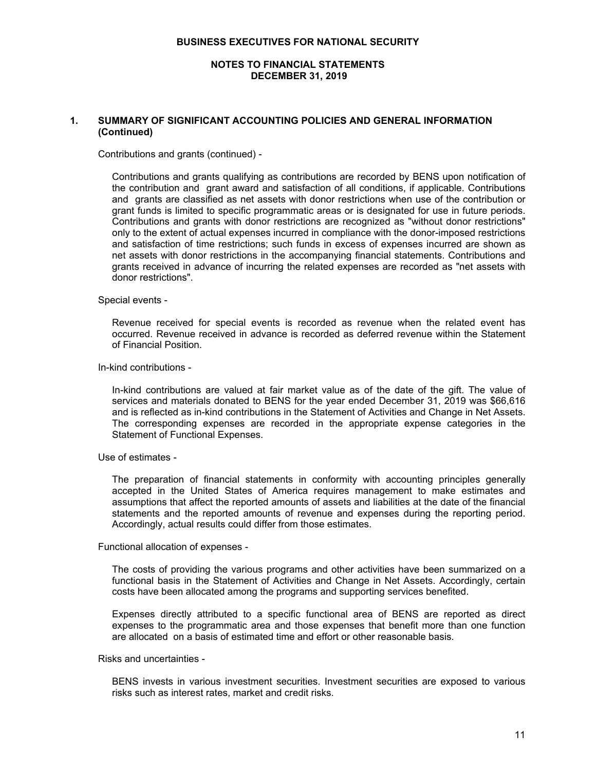## 1. SUMMARY OF SIGNIFICANT ACCOUNTING POLICIES AND GENERAL INFORMATION (Continued)

Contributions and grants (continued) -

Contributions and grants qualifying as contributions are recorded by BENS upon notification of the contribution and grant award and satisfaction of all conditions, if applicable. Contributions and grants are classified as net assets with donor restrictions when use of the contribution or grant funds is limited to specific programmatic areas or is designated for use in future periods. Contributions and grants with donor restrictions are recognized as "without donor restrictions" only to the extent of actual expenses incurred in compliance with the donor-imposed restrictions and satisfaction of time restrictions; such funds in excess of expenses incurred are shown as net assets with donor restrictions in the accompanying financial statements. Contributions and grants received in advance of incurring the related expenses are recorded as "net assets with donor restrictions".

Special events -

Revenue received for special events is recorded as revenue when the related event has occurred. Revenue received in advance is recorded as deferred revenue within the Statement of Financial Position.

In-kind contributions -

In-kind contributions are valued at fair market value as of the date of the gift. The value of services and materials donated to BENS for the year ended December 31, 2019 was $66,616 and is reflected as in-kind contributions in the Statement of Activities and Change in Net Assets. The corresponding expenses are recorded in the appropriate expense categories in the Statement of Functional Expenses.

Use of estimates -

The preparation of financial statements in conformity with accounting principles generally accepted in the United States of America requires management to make estimates and assumptions that affect the reported amounts of assets and liabilities at the date of the financial statements and the reported amounts of revenue and expenses during the reporting period. Accordingly, actual results could differ from those estimates.

Functional allocation of expenses -

The costs of providing the various programs and other activities have been summarized on a functional basis in the Statement of Activities and Change in Net Assets. Accordingly, certain costs have been allocated among the programs and supporting services benefited.

Expenses directly attributed to a specific functional area of BENS are reported as direct expenses to the programmatic area and those expenses that benefit more than one function are allocated on a basis of estimated time and effort or other reasonable basis.

Risks and uncertainties -

BENS invests in various investment securities. Investment securities are exposed to various risks such as interest rates, market and credit risks.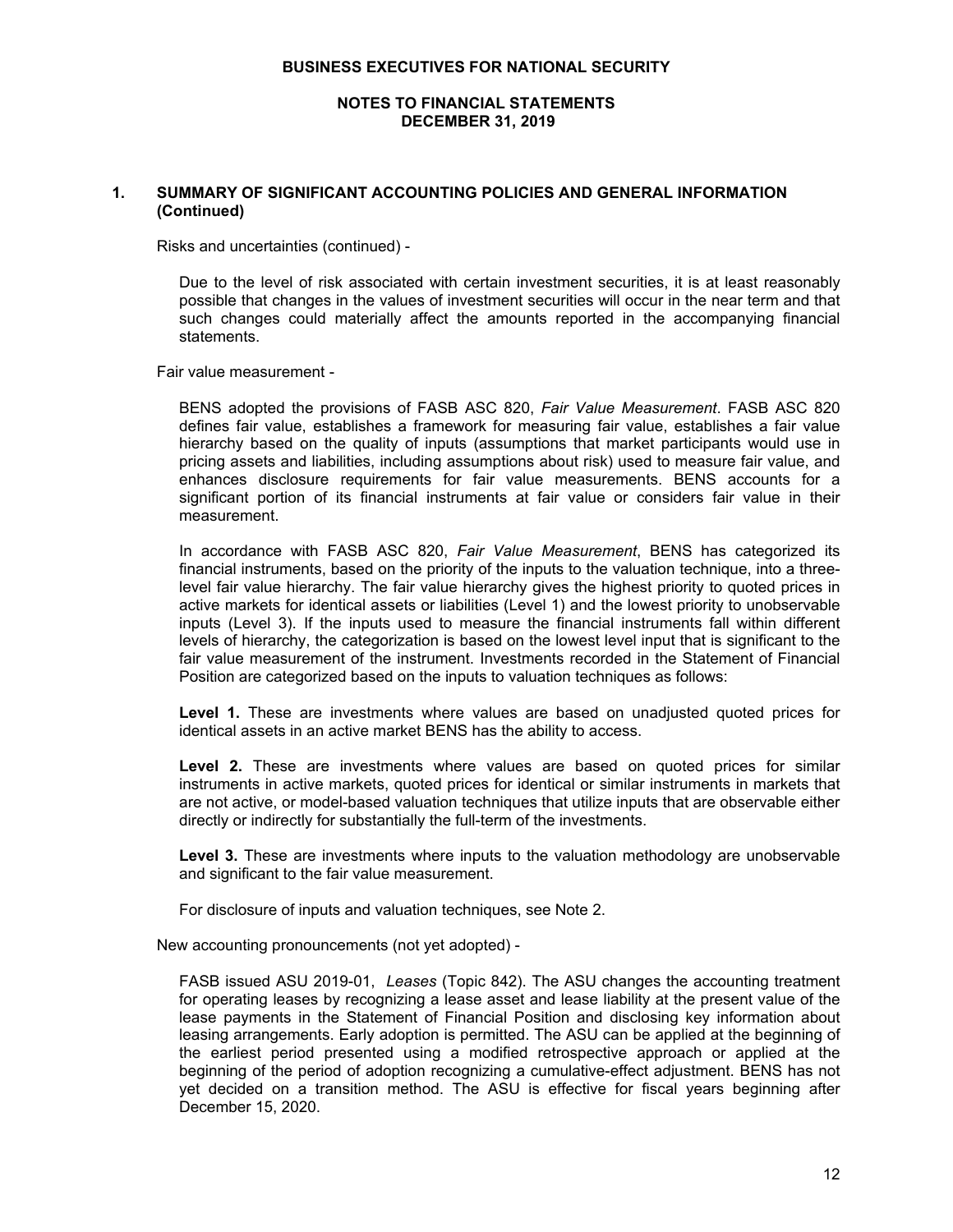# BUSINESS EXECUTIVES FOR NATIONAL SECURITY

## NOTES TO FINANCIAL STATEMENTS
## DECEMBER 31, 2019

### 1. SUMMARY OF SIGNIFICANT ACCOUNTING POLICIES AND GENERAL INFORMATION (Continued)

Risks and uncertainties (continued) -

Due to the level of risk associated with certain investment securities, it is at least reasonably possible that changes in the values of investment securities will occur in the near term and that such changes could materially affect the amounts reported in the accompanying financial statements.

Fair value measurement -

BENS adopted the provisions of FASB ASC 820, *Fair Value Measurement*. FASB ASC 820 defines fair value, establishes a framework for measuring fair value, establishes a fair value hierarchy based on the quality of inputs (assumptions that market participants would use in pricing assets and liabilities, including assumptions about risk) used to measure fair value, and enhances disclosure requirements for fair value measurements. BENS accounts for a significant portion of its financial instruments at fair value or considers fair value in their measurement.

In accordance with FASB ASC 820, *Fair Value Measurement*, BENS has categorized its financial instruments, based on the priority of the inputs to the valuation technique, into a three-level fair value hierarchy. The fair value hierarchy gives the highest priority to quoted prices in active markets for identical assets or liabilities (Level 1) and the lowest priority to unobservable inputs (Level 3). If the inputs used to measure the financial instruments fall within different levels of hierarchy, the categorization is based on the lowest level input that is significant to the fair value measurement of the instrument. Investments recorded in the Statement of Financial Position are categorized based on the inputs to valuation techniques as follows:

**Level 1.** These are investments where values are based on unadjusted quoted prices for identical assets in an active market BENS has the ability to access.

**Level 2.** These are investments where values are based on quoted prices for similar instruments in active markets, quoted prices for identical or similar instruments in markets that are not active, or model-based valuation techniques that utilize inputs that are observable either directly or indirectly for substantially the full-term of the investments.

**Level 3.** These are investments where inputs to the valuation methodology are unobservable and significant to the fair value measurement.

For disclosure of inputs and valuation techniques, see Note 2.

New accounting pronouncements (not yet adopted) -

FASB issued ASU 2019-01, *Leases* (Topic 842). The ASU changes the accounting treatment for operating leases by recognizing a lease asset and lease liability at the present value of the lease payments in the Statement of Financial Position and disclosing key information about leasing arrangements. Early adoption is permitted. The ASU can be applied at the beginning of the earliest period presented using a modified retrospective approach or applied at the beginning of the period of adoption recognizing a cumulative-effect adjustment. BENS has not yet decided on a transition method. The ASU is effective for fiscal years beginning after December 15, 2020.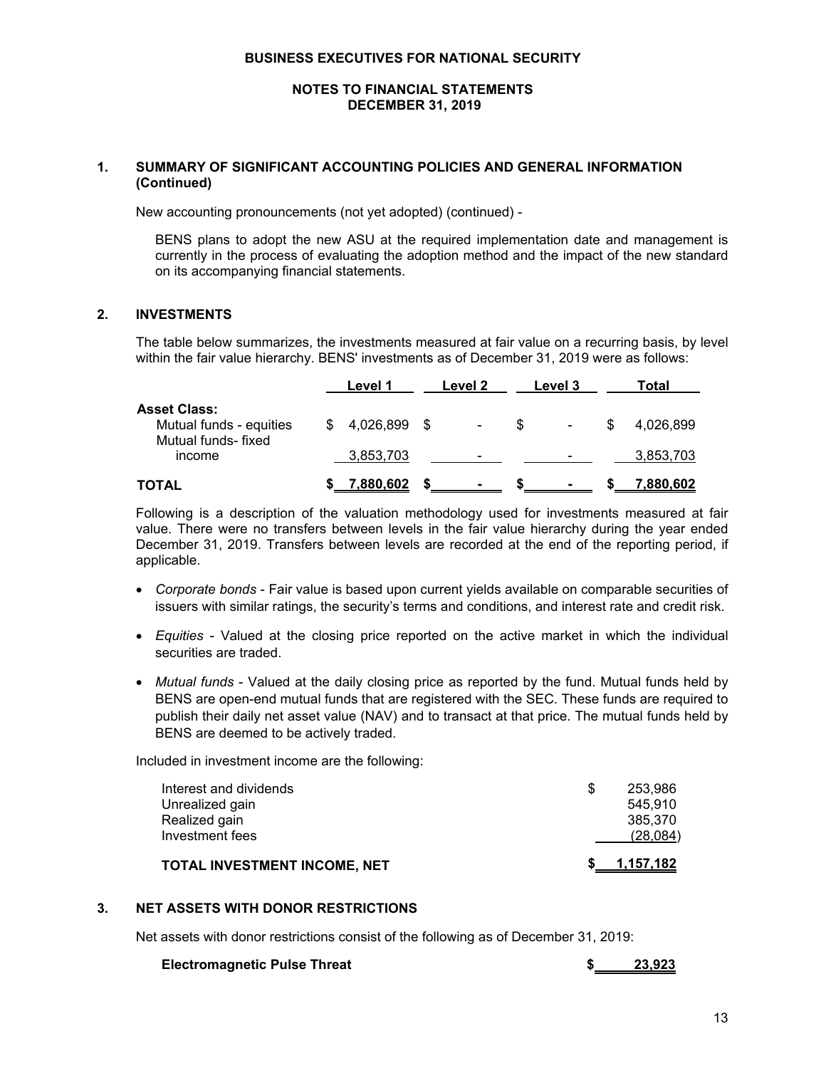**BUSINESS EXECUTIVES FOR NATIONAL SECURITY**

**NOTES TO FINANCIAL STATEMENTS**
**DECEMBER 31, 2019**

## 1. SUMMARY OF SIGNIFICANT ACCOUNTING POLICIES AND GENERAL INFORMATION (Continued)

New accounting pronouncements (not yet adopted) (continued) -

BENS plans to adopt the new ASU at the required implementation date and management is currently in the process of evaluating the adoption method and the impact of the new standard on its accompanying financial statements.

## 2. INVESTMENTS

The table below summarizes, the investments measured at fair value on a recurring basis, by level within the fair value hierarchy. BENS' investments as of December 31, 2019 were as follows:

| | Level 1 | Level 2 | Level 3 | Total |
|---|---|---|---|---|
| **Asset Class:** | | | | |
| Mutual funds - equities | $ 4,026,899 | $ - | $ - | $ 4,026,899 |
| Mutual funds- fixed income | 3,853,703 | - | - | 3,853,703 |
| **TOTAL** | **$ 7,880,602** | **$ -** | **$ -** | **$ 7,880,602** |

Following is a description of the valuation methodology used for investments measured at fair value. There were no transfers between levels in the fair value hierarchy during the year ended December 31, 2019. Transfers between levels are recorded at the end of the reporting period, if applicable.

- *Corporate bonds* - Fair value is based upon current yields available on comparable securities of issuers with similar ratings, the security's terms and conditions, and interest rate and credit risk.
- *Equities* - Valued at the closing price reported on the active market in which the individual securities are traded.
- *Mutual funds* - Valued at the daily closing price as reported by the fund. Mutual funds held by BENS are open-end mutual funds that are registered with the SEC. These funds are required to publish their daily net asset value (NAV) and to transact at that price. The mutual funds held by BENS are deemed to be actively traded.

Included in investment income are the following:

| | |
|---|---|
| Interest and dividends | $ 253,986 |
| Unrealized gain | 545,910 |
| Realized gain | 385,370 |
| Investment fees | (28,084) |
| **TOTAL INVESTMENT INCOME, NET** | **$ 1,157,182** |

## 3. NET ASSETS WITH DONOR RESTRICTIONS

Net assets with donor restrictions consist of the following as of December 31, 2019:

| | |
|---|---|
| **Electromagnetic Pulse Threat** | **$ 23,923** |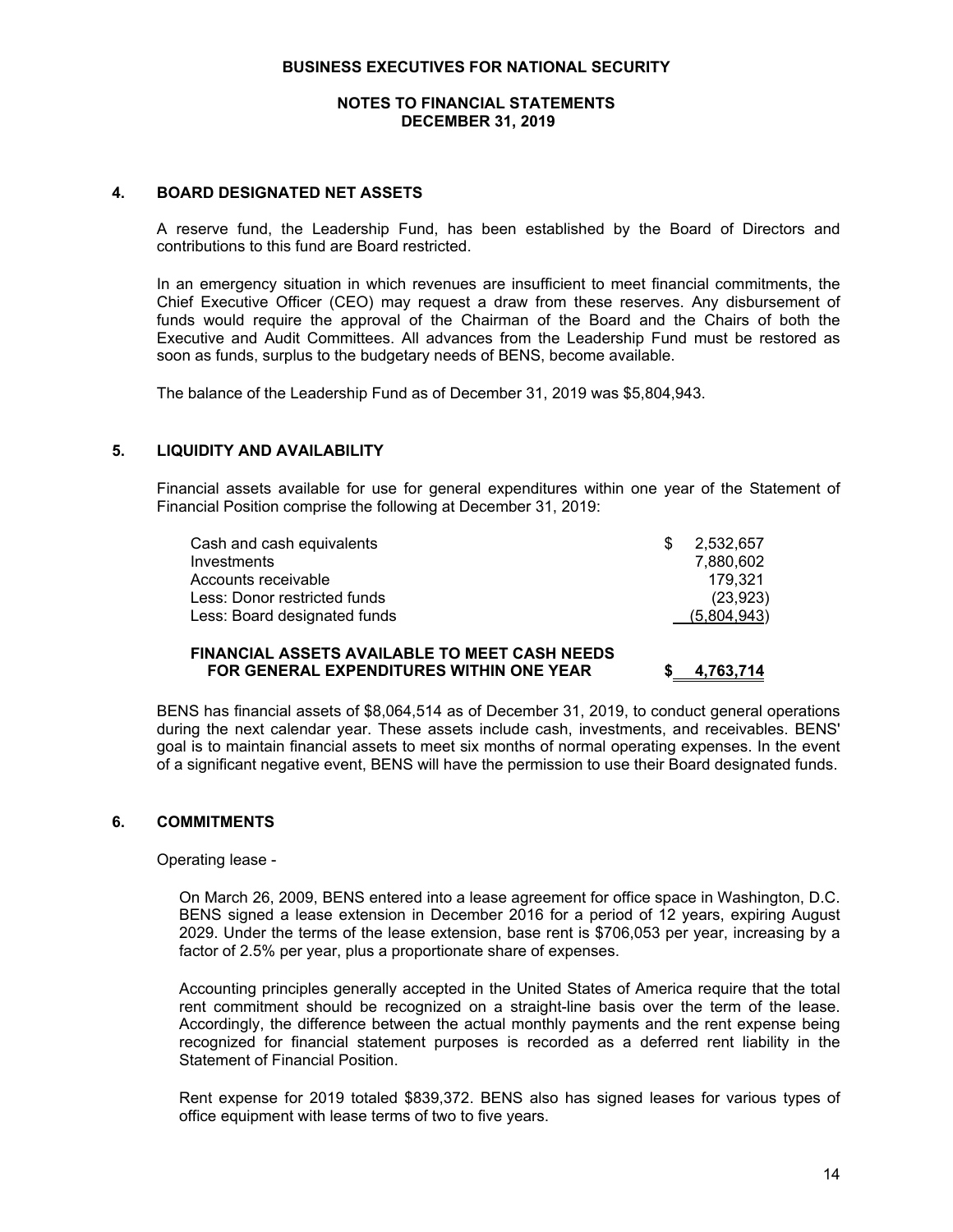# BUSINESS EXECUTIVES FOR NATIONAL SECURITY

## NOTES TO FINANCIAL STATEMENTS DECEMBER 31, 2019

### 4. BOARD DESIGNATED NET ASSETS

A reserve fund, the Leadership Fund, has been established by the Board of Directors and contributions to this fund are Board restricted.

In an emergency situation in which revenues are insufficient to meet financial commitments, the Chief Executive Officer (CEO) may request a draw from these reserves. Any disbursement of funds would require the approval of the Chairman of the Board and the Chairs of both the Executive and Audit Committees. All advances from the Leadership Fund must be restored as soon as funds, surplus to the budgetary needs of BENS, become available.

The balance of the Leadership Fund as of December 31, 2019 was $5,804,943.

### 5. LIQUIDITY AND AVAILABILITY

Financial assets available for use for general expenditures within one year of the Statement of Financial Position comprise the following at December 31, 2019:

| | |
|---|---|
| Cash and cash equivalents | $ 2,532,657 |
| Investments | 7,880,602 |
| Accounts receivable | 179,321 |
| Less: Donor restricted funds | (23,923) |
| Less: Board designated funds | (5,804,943) |
| **FINANCIAL ASSETS AVAILABLE TO MEET CASH NEEDS FOR GENERAL EXPENDITURES WITHIN ONE YEAR** | **$ 4,763,714** |

BENS has financial assets of $8,064,514 as of December 31, 2019, to conduct general operations during the next calendar year. These assets include cash, investments, and receivables. BENS' goal is to maintain financial assets to meet six months of normal operating expenses. In the event of a significant negative event, BENS will have the permission to use their Board designated funds.

### 6. COMMITMENTS

Operating lease -

On March 26, 2009, BENS entered into a lease agreement for office space in Washington, D.C. BENS signed a lease extension in December 2016 for a period of 12 years, expiring August 2029. Under the terms of the lease extension, base rent is $706,053 per year, increasing by a factor of 2.5% per year, plus a proportionate share of expenses.

Accounting principles generally accepted in the United States of America require that the total rent commitment should be recognized on a straight-line basis over the term of the lease. Accordingly, the difference between the actual monthly payments and the rent expense being recognized for financial statement purposes is recorded as a deferred rent liability in the Statement of Financial Position.

Rent expense for 2019 totaled $839,372. BENS also has signed leases for various types of office equipment with lease terms of two to five years.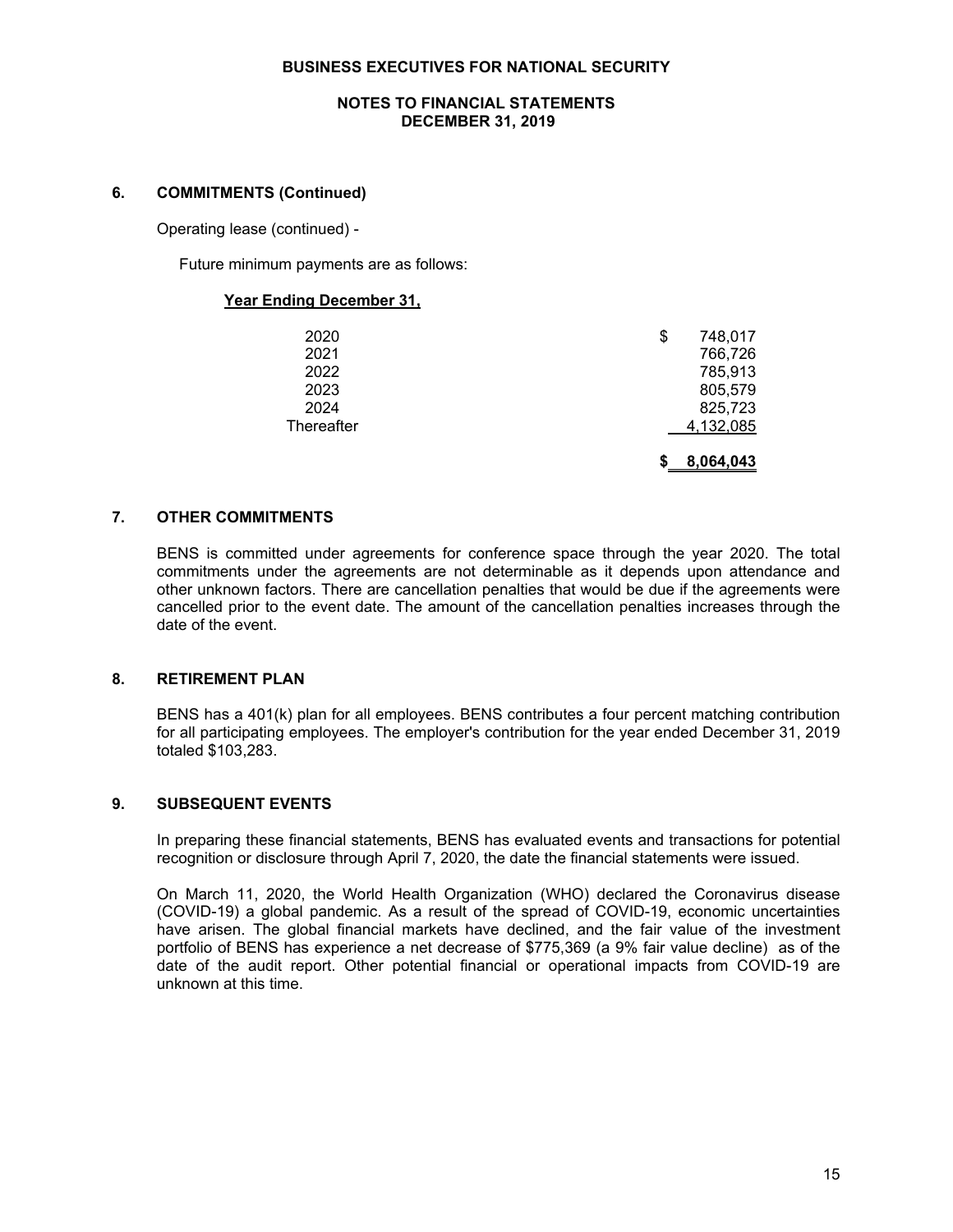## 6. COMMITMENTS (Continued)

Operating lease (continued) -

Future minimum payments are as follows:

| Year Ending December 31, | |
|---|---|
| 2020 | $ 748,017 |
| 2021 | 766,726 |
| 2022 | 785,913 |
| 2023 | 805,579 |
| 2024 | 825,723 |
| Thereafter | 4,132,085 |
| | **$ 8,064,043** |

## 7. OTHER COMMITMENTS

BENS is committed under agreements for conference space through the year 2020. The total commitments under the agreements are not determinable as it depends upon attendance and other unknown factors. There are cancellation penalties that would be due if the agreements were cancelled prior to the event date. The amount of the cancellation penalties increases through the date of the event.

## 8. RETIREMENT PLAN

BENS has a 401(k) plan for all employees. BENS contributes a four percent matching contribution for all participating employees. The employer's contribution for the year ended December 31, 2019 totaled $103,283.

## 9. SUBSEQUENT EVENTS

In preparing these financial statements, BENS has evaluated events and transactions for potential recognition or disclosure through April 7, 2020, the date the financial statements were issued.

On March 11, 2020, the World Health Organization (WHO) declared the Coronavirus disease (COVID-19) a global pandemic. As a result of the spread of COVID-19, economic uncertainties have arisen. The global financial markets have declined, and the fair value of the investment portfolio of BENS has experience a net decrease of $775,369 (a 9% fair value decline) as of the date of the audit report. Other potential financial or operational impacts from COVID-19 are unknown at this time.